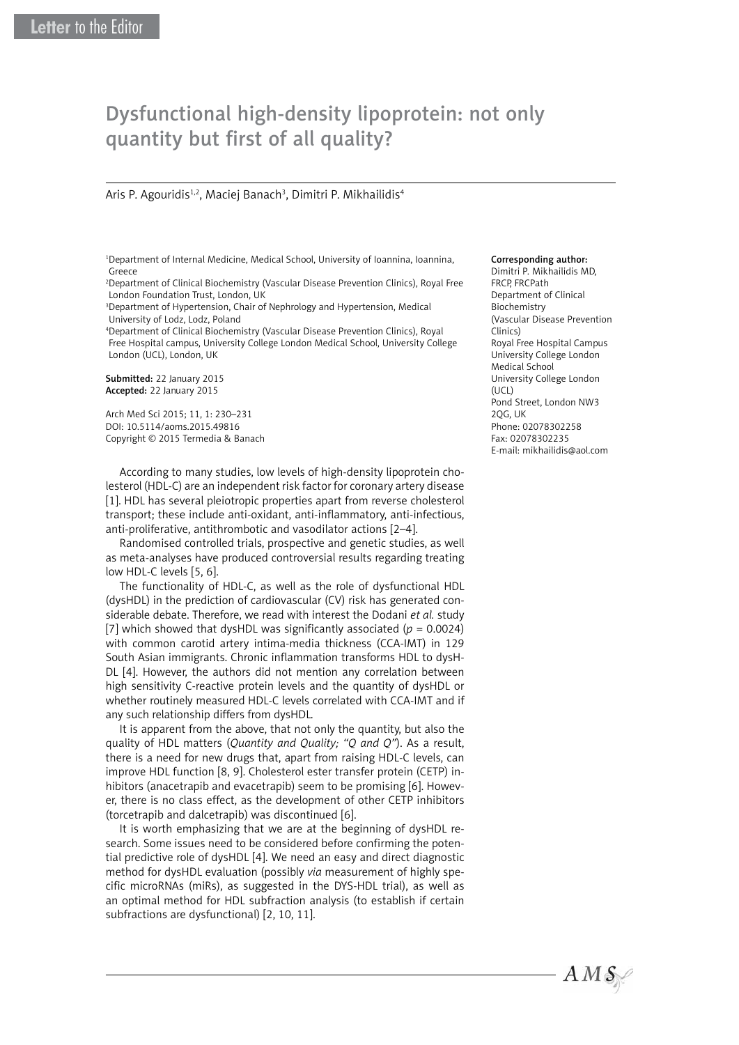Letter to the Editor

# Dysfunctional high-density lipoprotein: not only quantity but first of all quality?

Aris P. Agouridis[1,2], Maciej Banach[3], Dimitri P. Mikhailidis[4]

[1]Department of Internal Medicine, Medical School, University of Ioannina, Ioannina, Greece
[2]Department of Clinical Biochemistry (Vascular Disease Prevention Clinics), Royal Free London Foundation Trust, London, UK
[3]Department of Hypertension, Chair of Nephrology and Hypertension, Medical University of Lodz, Lodz, Poland
[4]Department of Clinical Biochemistry (Vascular Disease Prevention Clinics), Royal Free Hospital campus, University College London Medical School, University College London (UCL), London, UK

**Submitted:** 22 January 2015
**Accepted:** 22 January 2015

Arch Med Sci 2015; 11, 1: 230–231
DOI: 10.5114/aoms.2015.49816
Copyright © 2015 Termedia & Banach

**Corresponding author:**
Dimitri P. Mikhailidis MD, FRCP, FRCPath
Department of Clinical Biochemistry (Vascular Disease Prevention Clinics)
Royal Free Hospital Campus
University College London Medical School
University College London (UCL)
Pond Street, London NW3 2QG, UK
Phone: 02078302258
Fax: 02078302235
E-mail: mikhailidis@aol.com

According to many studies, low levels of high-density lipoprotein cholesterol (HDL-C) are an independent risk factor for coronary artery disease [1]. HDL has several pleiotropic properties apart from reverse cholesterol transport; these include anti-oxidant, anti-inflammatory, anti-infectious, anti-proliferative, antithrombotic and vasodilator actions [2–4].

Randomised controlled trials, prospective and genetic studies, as well as meta-analyses have produced controversial results regarding treating low HDL-C levels [5, 6].

The functionality of HDL-C, as well as the role of dysfunctional HDL (dysHDL) in the prediction of cardiovascular (CV) risk has generated considerable debate. Therefore, we read with interest the Dodani *et al.* study [7] which showed that dysHDL was significantly associated ($p = 0.0024$) with common carotid artery intima-media thickness (CCA-IMT) in 129 South Asian immigrants. Chronic inflammation transforms HDL to dysHDL [4]. However, the authors did not mention any correlation between high sensitivity C-reactive protein levels and the quantity of dysHDL or whether routinely measured HDL-C levels correlated with CCA-IMT and if any such relationship differs from dysHDL.

It is apparent from the above, that not only the quantity, but also the quality of HDL matters (*Quantity and Quality; "Q and Q"*). As a result, there is a need for new drugs that, apart from raising HDL-C levels, can improve HDL function [8, 9]. Cholesterol ester transfer protein (CETP) inhibitors (anacetrapib and evacetrapib) seem to be promising [6]. However, there is no class effect, as the development of other CETP inhibitors (torcetrapib and dalcetrapib) was discontinued [6].

It is worth emphasizing that we are at the beginning of dysHDL research. Some issues need to be considered before confirming the potential predictive role of dysHDL [4]. We need an easy and direct diagnostic method for dysHDL evaluation (possibly *via* measurement of highly specific microRNAs (miRs), as suggested in the DYS-HDL trial), as well as an optimal method for HDL subfraction analysis (to establish if certain subfractions are dysfunctional) [2, 10, 11].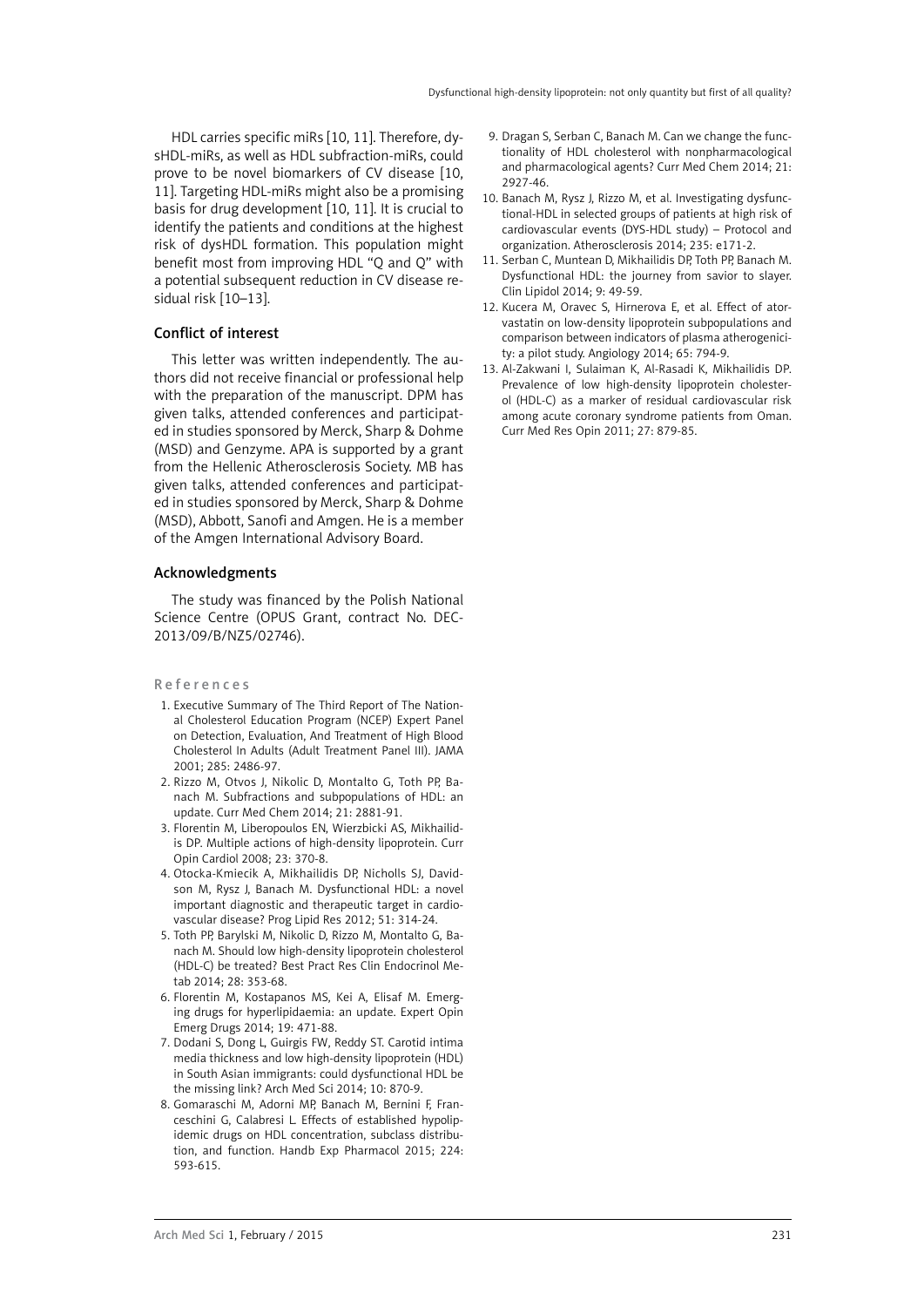HDL carries specific miRs [10, 11]. Therefore, dysHDL-miRs, as well as HDL subfraction-miRs, could prove to be novel biomarkers of CV disease [10, 11]. Targeting HDL-miRs might also be a promising basis for drug development [10, 11]. It is crucial to identify the patients and conditions at the highest risk of dysHDL formation. This population might benefit most from improving HDL "Q and Q" with a potential subsequent reduction in CV disease residual risk [10–13].

## Conflict of interest

This letter was written independently. The authors did not receive financial or professional help with the preparation of the manuscript. DPM has given talks, attended conferences and participated in studies sponsored by Merck, Sharp & Dohme (MSD) and Genzyme. APA is supported by a grant from the Hellenic Atherosclerosis Society. MB has given talks, attended conferences and participated in studies sponsored by Merck, Sharp & Dohme (MSD), Abbott, Sanofi and Amgen. He is a member of the Amgen International Advisory Board.

## Acknowledgments

The study was financed by the Polish National Science Centre (OPUS Grant, contract No. DEC-2013/09/B/NZ5/02746).

## References

1. Executive Summary of The Third Report of The National Cholesterol Education Program (NCEP) Expert Panel on Detection, Evaluation, And Treatment of High Blood Cholesterol In Adults (Adult Treatment Panel III). JAMA 2001; 285: 2486-97.
2. Rizzo M, Otvos J, Nikolic D, Montalto G, Toth PP, Banach M. Subfractions and subpopulations of HDL: an update. Curr Med Chem 2014; 21: 2881-91.
3. Florentin M, Liberopoulos EN, Wierzbicki AS, Mikhailidis DP. Multiple actions of high-density lipoprotein. Curr Opin Cardiol 2008; 23: 370-8.
4. Otocka-Kmiecik A, Mikhailidis DP, Nicholls SJ, Davidson M, Rysz J, Banach M. Dysfunctional HDL: a novel important diagnostic and therapeutic target in cardiovascular disease? Prog Lipid Res 2012; 51: 314-24.
5. Toth PP, Barylski M, Nikolic D, Rizzo M, Montalto G, Banach M. Should low high-density lipoprotein cholesterol (HDL-C) be treated? Best Pract Res Clin Endocrinol Metab 2014; 28: 353-68.
6. Florentin M, Kostapanos MS, Kei A, Elisaf M. Emerging drugs for hyperlipidaemia: an update. Expert Opin Emerg Drugs 2014; 19: 471-88.
7. Dodani S, Dong L, Guirgis FW, Reddy ST. Carotid intima media thickness and low high-density lipoprotein (HDL) in South Asian immigrants: could dysfunctional HDL be the missing link? Arch Med Sci 2014; 10: 870-9.
8. Gomaraschi M, Adorni MP, Banach M, Bernini F, Franceschini G, Calabresi L. Effects of established hypolipidemic drugs on HDL concentration, subclass distribution, and function. Handb Exp Pharmacol 2015; 224: 593-615.
9. Dragan S, Serban C, Banach M. Can we change the functionality of HDL cholesterol with nonpharmacological and pharmacological agents? Curr Med Chem 2014; 21: 2927-46.
10. Banach M, Rysz J, Rizzo M, et al. Investigating dysfunctional-HDL in selected groups of patients at high risk of cardiovascular events (DYS-HDL study) – Protocol and organization. Atherosclerosis 2014; 235: e171-2.
11. Serban C, Muntean D, Mikhailidis DP, Toth PP, Banach M. Dysfunctional HDL: the journey from savior to slayer. Clin Lipidol 2014; 9: 49-59.
12. Kucera M, Oravec S, Hirnerova E, et al. Effect of atorvastatin on low-density lipoprotein subpopulations and comparison between indicators of plasma atherogenicity: a pilot study. Angiology 2014; 65: 794-9.
13. Al-Zakwani I, Sulaiman K, Al-Rasadi K, Mikhailidis DP. Prevalence of low high-density lipoprotein cholesterol (HDL-C) as a marker of residual cardiovascular risk among acute coronary syndrome patients from Oman. Curr Med Res Opin 2011; 27: 879-85.